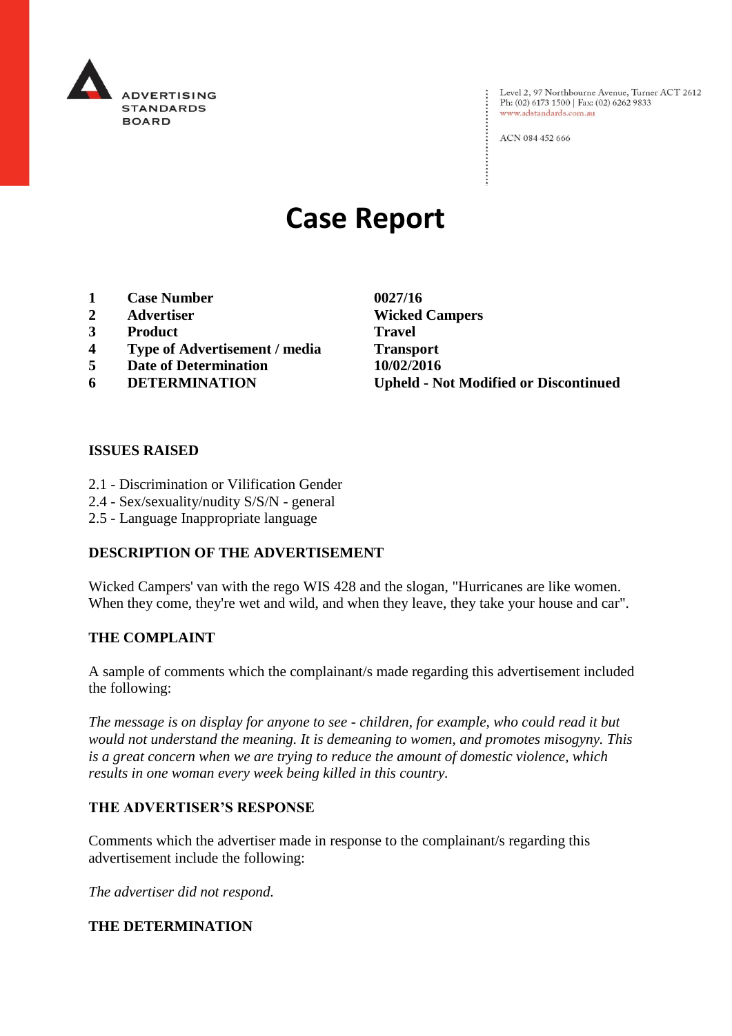ADVERTISING STANDARDS BOARD

Level 2, 97 Northbourne Avenue, Turner ACT 2612
Ph: (02) 6173 1500 | Fax: (02) 6262 9833
www.adstandards.com.au

ACN 084 452 666

# Case Report

| | | |
|---|---|---|
| **1** | **Case Number** | **0027/16** |
| **2** | **Advertiser** | **Wicked Campers** |
| **3** | **Product** | **Travel** |
| **4** | **Type of Advertisement / media** | **Transport** |
| **5** | **Date of Determination** | **10/02/2016** |
| **6** | **DETERMINATION** | **Upheld - Not Modified or Discontinued** |

## ISSUES RAISED

2.1 - Discrimination or Vilification Gender
2.4 - Sex/sexuality/nudity S/S/N - general
2.5 - Language Inappropriate language

## DESCRIPTION OF THE ADVERTISEMENT

Wicked Campers' van with the rego WIS 428 and the slogan, "Hurricanes are like women. When they come, they're wet and wild, and when they leave, they take your house and car".

## THE COMPLAINT

A sample of comments which the complainant/s made regarding this advertisement included the following:

*The message is on display for anyone to see - children, for example, who could read it but would not understand the meaning. It is demeaning to women, and promotes misogyny. This is a great concern when we are trying to reduce the amount of domestic violence, which results in one woman every week being killed in this country.*

## THE ADVERTISER'S RESPONSE

Comments which the advertiser made in response to the complainant/s regarding this advertisement include the following:

*The advertiser did not respond.*

## THE DETERMINATION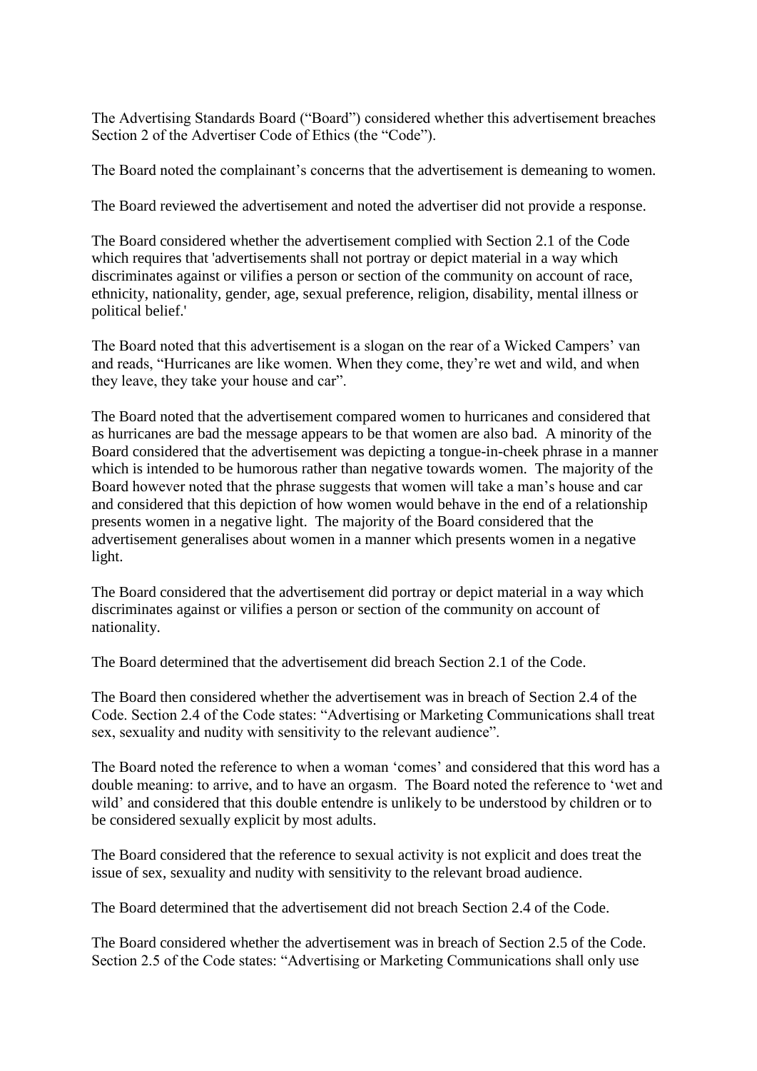The Advertising Standards Board ("Board") considered whether this advertisement breaches Section 2 of the Advertiser Code of Ethics (the "Code").

The Board noted the complainant's concerns that the advertisement is demeaning to women.

The Board reviewed the advertisement and noted the advertiser did not provide a response.

The Board considered whether the advertisement complied with Section 2.1 of the Code which requires that 'advertisements shall not portray or depict material in a way which discriminates against or vilifies a person or section of the community on account of race, ethnicity, nationality, gender, age, sexual preference, religion, disability, mental illness or political belief.'

The Board noted that this advertisement is a slogan on the rear of a Wicked Campers' van and reads, "Hurricanes are like women. When they come, they're wet and wild, and when they leave, they take your house and car".

The Board noted that the advertisement compared women to hurricanes and considered that as hurricanes are bad the message appears to be that women are also bad. A minority of the Board considered that the advertisement was depicting a tongue-in-cheek phrase in a manner which is intended to be humorous rather than negative towards women. The majority of the Board however noted that the phrase suggests that women will take a man's house and car and considered that this depiction of how women would behave in the end of a relationship presents women in a negative light. The majority of the Board considered that the advertisement generalises about women in a manner which presents women in a negative light.

The Board considered that the advertisement did portray or depict material in a way which discriminates against or vilifies a person or section of the community on account of nationality.

The Board determined that the advertisement did breach Section 2.1 of the Code.

The Board then considered whether the advertisement was in breach of Section 2.4 of the Code. Section 2.4 of the Code states: "Advertising or Marketing Communications shall treat sex, sexuality and nudity with sensitivity to the relevant audience".

The Board noted the reference to when a woman 'comes' and considered that this word has a double meaning: to arrive, and to have an orgasm. The Board noted the reference to 'wet and wild' and considered that this double entendre is unlikely to be understood by children or to be considered sexually explicit by most adults.

The Board considered that the reference to sexual activity is not explicit and does treat the issue of sex, sexuality and nudity with sensitivity to the relevant broad audience.

The Board determined that the advertisement did not breach Section 2.4 of the Code.

The Board considered whether the advertisement was in breach of Section 2.5 of the Code. Section 2.5 of the Code states: "Advertising or Marketing Communications shall only use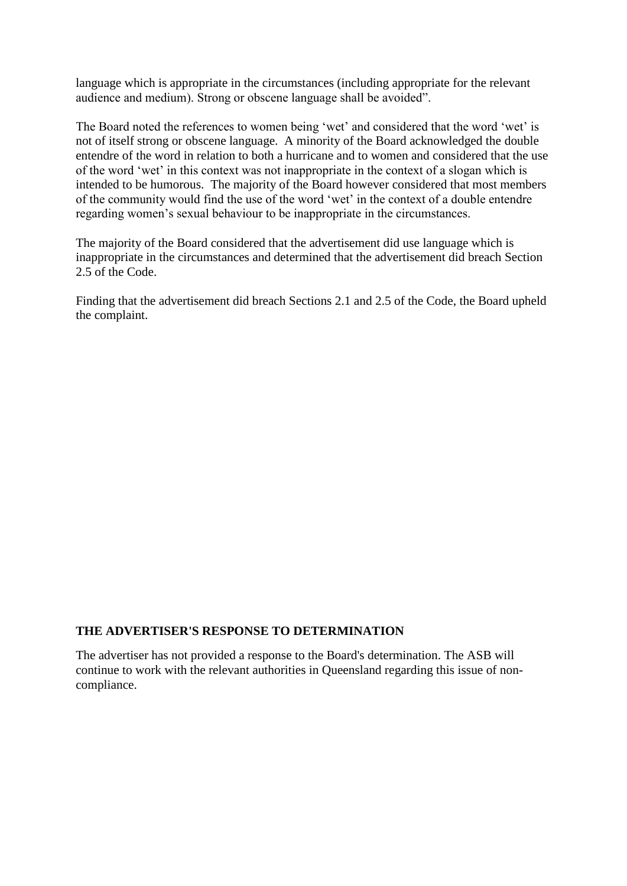language which is appropriate in the circumstances (including appropriate for the relevant audience and medium). Strong or obscene language shall be avoided".

The Board noted the references to women being 'wet' and considered that the word 'wet' is not of itself strong or obscene language. A minority of the Board acknowledged the double entendre of the word in relation to both a hurricane and to women and considered that the use of the word 'wet' in this context was not inappropriate in the context of a slogan which is intended to be humorous. The majority of the Board however considered that most members of the community would find the use of the word 'wet' in the context of a double entendre regarding women's sexual behaviour to be inappropriate in the circumstances.

The majority of the Board considered that the advertisement did use language which is inappropriate in the circumstances and determined that the advertisement did breach Section 2.5 of the Code.

Finding that the advertisement did breach Sections 2.1 and 2.5 of the Code, the Board upheld the complaint.

**THE ADVERTISER'S RESPONSE TO DETERMINATION**

The advertiser has not provided a response to the Board's determination. The ASB will continue to work with the relevant authorities in Queensland regarding this issue of non-compliance.